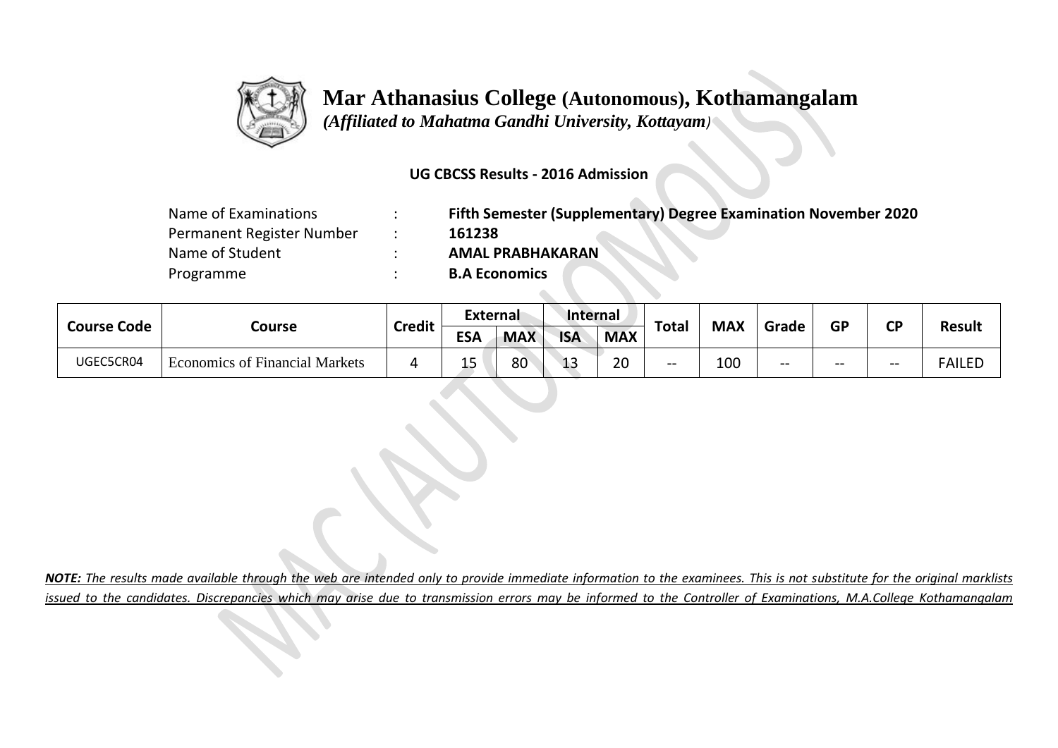# Mar Athanasius College (Autonomous), Kothamangalam

*(Affiliated to Mahatma Gandhi University, Kottayam)*

**UG CBCSS Results - 2016 Admission**

| | | |
|---|---|---|
| Name of Examinations | : | **Fifth Semester (Supplementary) Degree Examination November 2020** |
| Permanent Register Number | : | **161238** |
| Name of Student | : | **AMAL PRABHAKARAN** |
| Programme | : | **B.A Economics** |

| Course Code | Course | Credit | External | | Internal | | Total | MAX | Grade | GP | CP | Result |
|---|---|---|---|---|---|---|---|---|---|---|---|---|
| | | | ESA | MAX | ISA | MAX | | | | | | |
| UGEC5CR04 | Economics of Financial Markets | 4 | 15 | 80 | 13 | 20 | -- | 100 | -- | -- | -- | FAILED |

***NOTE:*** *The results made available through the web are intended only to provide immediate information to the examinees. This is not substitute for the original marklists issued to the candidates. Discrepancies which may arise due to transmission errors may be informed to the Controller of Examinations, M.A.College Kothamangalam*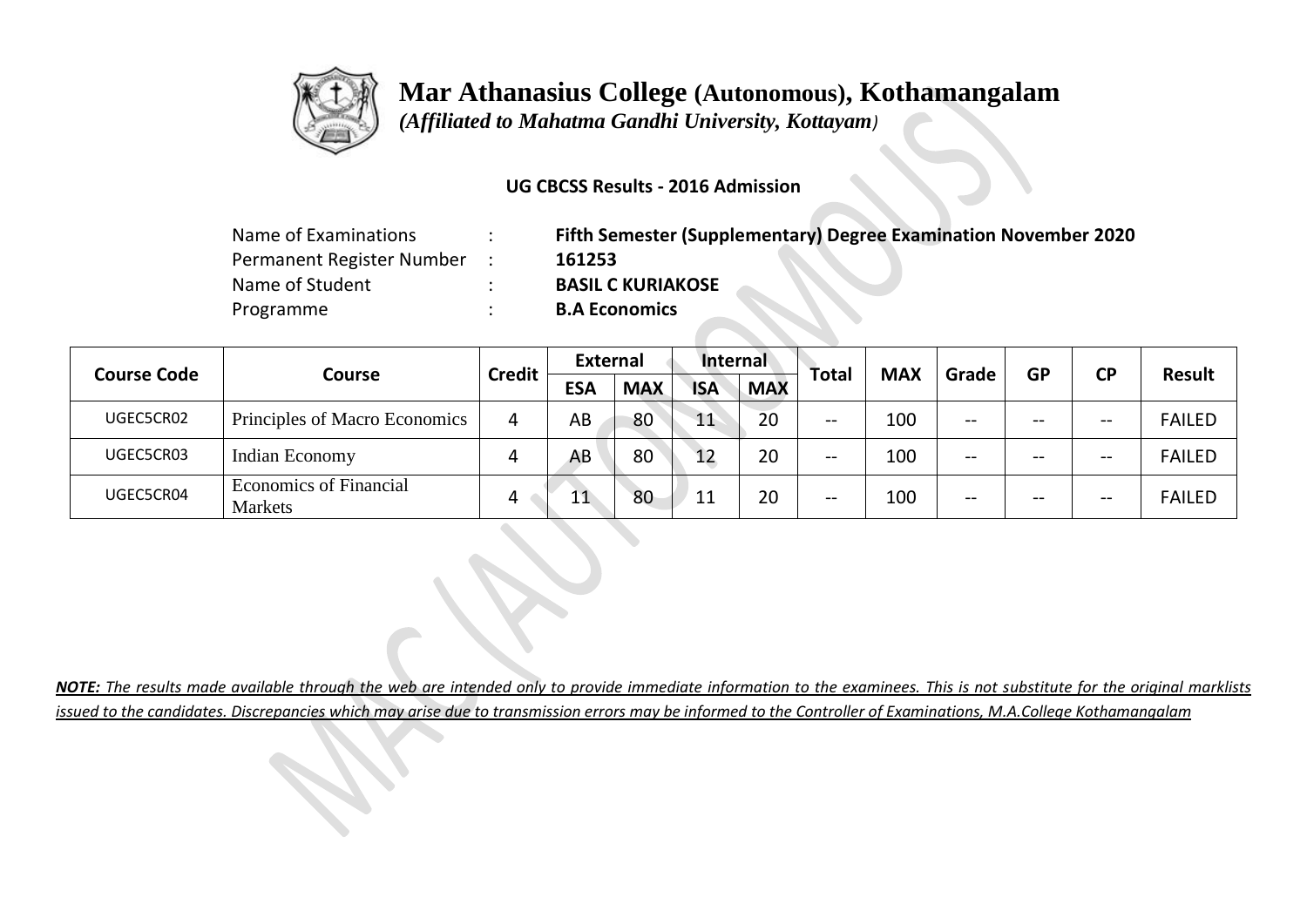# Mar Athanasius College (Autonomous), Kothamangalam

*(Affiliated to Mahatma Gandhi University, Kottayam)*

**UG CBCSS Results - 2016 Admission**

| | | |
|---|---|---|
| Name of Examinations | : | **Fifth Semester (Supplementary) Degree Examination November 2020** |
| Permanent Register Number | : | **161253** |
| Name of Student | : | **BASIL C KURIAKOSE** |
| Programme | : | **B.A Economics** |

| Course Code | Course | Credit | External | | Internal | | Total | MAX | Grade | GP | CP | Result |
|---|---|---|---|---|---|---|---|---|---|---|---|---|
| | | | ESA | MAX | ISA | MAX | | | | | | |
| UGEC5CR02 | Principles of Macro Economics | 4 | AB | 80 | 11 | 20 | -- | 100 | -- | -- | -- | FAILED |
| UGEC5CR03 | Indian Economy | 4 | AB | 80 | 12 | 20 | -- | 100 | -- | -- | -- | FAILED |
| UGEC5CR04 | Economics of Financial Markets | 4 | 11 | 80 | 11 | 20 | -- | 100 | -- | -- | -- | FAILED |

***NOTE:** The results made available through the web are intended only to provide immediate information to the examinees. This is not substitute for the original marklists issued to the candidates. Discrepancies which may arise due to transmission errors may be informed to the Controller of Examinations, M.A.College Kothamangalam*